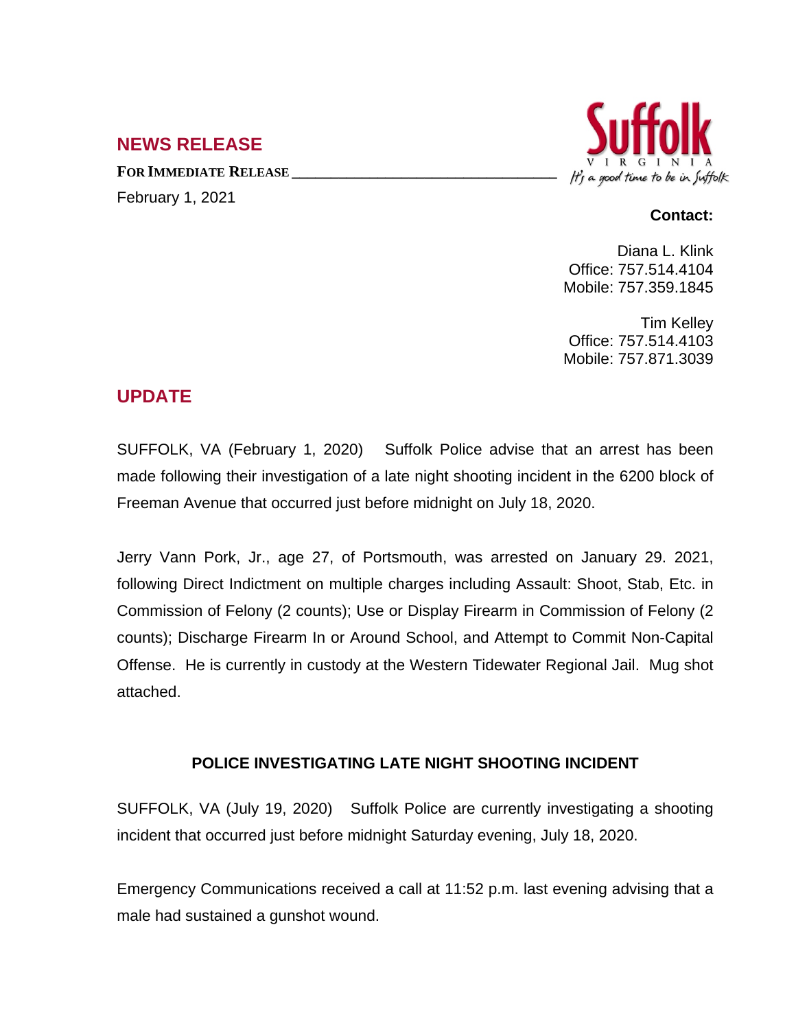## NEWS RELEASE

**FOR IMMEDIATE RELEASE**

February 1, 2021

Suffolk
VIRGINIA
*It's a good time to be in Suffolk*

**Contact:**

Diana L. Klink
Office: 757.514.4104
Mobile: 757.359.1845

Tim Kelley
Office: 757.514.4103
Mobile: 757.871.3039

## UPDATE

SUFFOLK, VA (February 1, 2020) Suffolk Police advise that an arrest has been made following their investigation of a late night shooting incident in the 6200 block of Freeman Avenue that occurred just before midnight on July 18, 2020.

Jerry Vann Pork, Jr., age 27, of Portsmouth, was arrested on January 29. 2021, following Direct Indictment on multiple charges including Assault: Shoot, Stab, Etc. in Commission of Felony (2 counts); Use or Display Firearm in Commission of Felony (2 counts); Discharge Firearm In or Around School, and Attempt to Commit Non-Capital Offense. He is currently in custody at the Western Tidewater Regional Jail. Mug shot attached.

### POLICE INVESTIGATING LATE NIGHT SHOOTING INCIDENT

SUFFOLK, VA (July 19, 2020) Suffolk Police are currently investigating a shooting incident that occurred just before midnight Saturday evening, July 18, 2020.

Emergency Communications received a call at 11:52 p.m. last evening advising that a male had sustained a gunshot wound.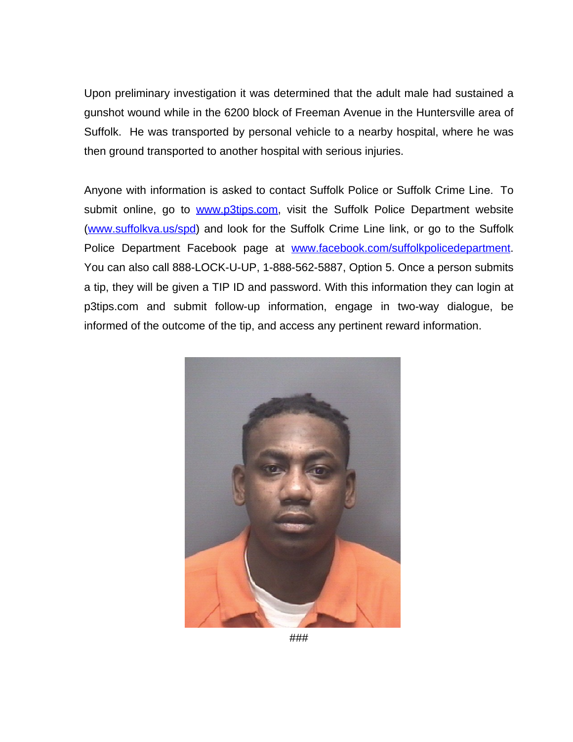Upon preliminary investigation it was determined that the adult male had sustained a gunshot wound while in the 6200 block of Freeman Avenue in the Huntersville area of Suffolk. He was transported by personal vehicle to a nearby hospital, where he was then ground transported to another hospital with serious injuries.

Anyone with information is asked to contact Suffolk Police or Suffolk Crime Line. To submit online, go to www.p3tips.com, visit the Suffolk Police Department website (www.suffolkva.us/spd) and look for the Suffolk Crime Line link, or go to the Suffolk Police Department Facebook page at www.facebook.com/suffolkpolicedepartment. You can also call 888-LOCK-U-UP, 1-888-562-5887, Option 5. Once a person submits a tip, they will be given a TIP ID and password. With this information they can login at p3tips.com and submit follow-up information, engage in two-way dialogue, be informed of the outcome of the tip, and access any pertinent reward information.

###